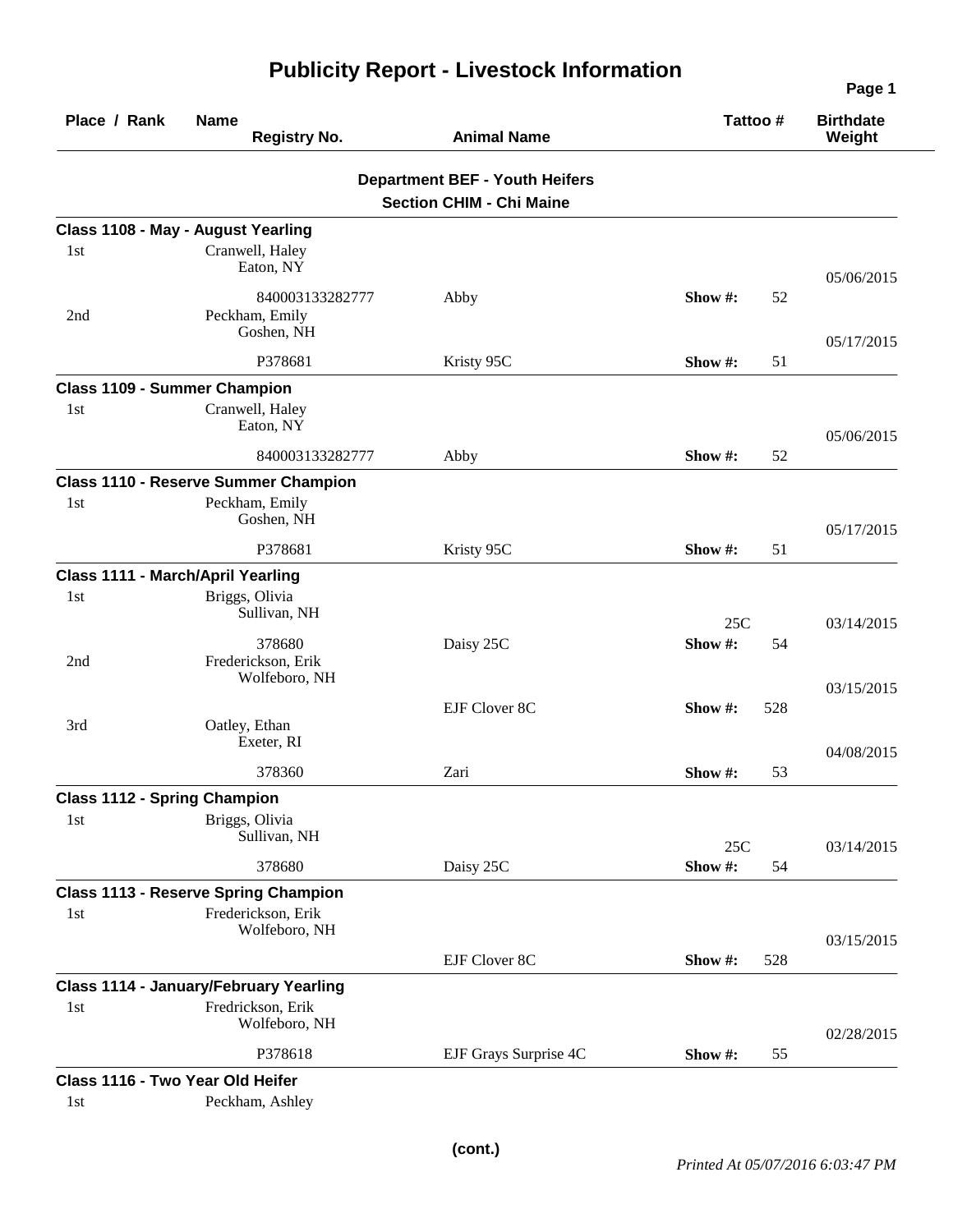# Publicity Report - Livestock Information

| Place / Rank | Name / Registry No. | Animal Name | Tattoo # | | Birthdate / Weight |
|---|---|---|---|---|---|

## Department BEF - Youth Heifers
### Section CHIM - Chi Maine

**Class 1108 - May - August Yearling**

| Place / Rank | Name / Registry No. | Animal Name | Tattoo # | | Birthdate / Weight |
|---|---|---|---|---|---|
| 1st | Cranwell, Haley<br>Eaton, NY | | | | 05/06/2015 |
| | 840003133282777 | Abby | Show #: | 52 | |
| 2nd | Peckham, Emily<br>Goshen, NH | | | | 05/17/2015 |
| | P378681 | Kristy 95C | Show #: | 51 | |

**Class 1109 - Summer Champion**

| Place / Rank | Name / Registry No. | Animal Name | Tattoo # | | Birthdate / Weight |
|---|---|---|---|---|---|
| 1st | Cranwell, Haley<br>Eaton, NY | | | | 05/06/2015 |
| | 840003133282777 | Abby | Show #: | 52 | |

**Class 1110 - Reserve Summer Champion**

| Place / Rank | Name / Registry No. | Animal Name | Tattoo # | | Birthdate / Weight |
|---|---|---|---|---|---|
| 1st | Peckham, Emily<br>Goshen, NH | | | | 05/17/2015 |
| | P378681 | Kristy 95C | Show #: | 51 | |

**Class 1111 - March/April Yearling**

| Place / Rank | Name / Registry No. | Animal Name | Tattoo # | | Birthdate / Weight |
|---|---|---|---|---|---|
| 1st | Briggs, Olivia<br>Sullivan, NH | | 25C | | 03/14/2015 |
| | 378680 | Daisy 25C | Show #: | 54 | |
| 2nd | Frederickson, Erik<br>Wolfeboro, NH | | | | 03/15/2015 |
| | | EJF Clover 8C | Show #: | 528 | |
| 3rd | Oatley, Ethan<br>Exeter, RI | | | | 04/08/2015 |
| | 378360 | Zari | Show #: | 53 | |

**Class 1112 - Spring Champion**

| Place / Rank | Name / Registry No. | Animal Name | Tattoo # | | Birthdate / Weight |
|---|---|---|---|---|---|
| 1st | Briggs, Olivia<br>Sullivan, NH | | 25C | | 03/14/2015 |
| | 378680 | Daisy 25C | Show #: | 54 | |

**Class 1113 - Reserve Spring Champion**

| Place / Rank | Name / Registry No. | Animal Name | Tattoo # | | Birthdate / Weight |
|---|---|---|---|---|---|
| 1st | Frederickson, Erik<br>Wolfeboro, NH | | | | 03/15/2015 |
| | | EJF Clover 8C | Show #: | 528 | |

**Class 1114 - January/February Yearling**

| Place / Rank | Name / Registry No. | Animal Name | Tattoo # | | Birthdate / Weight |
|---|---|---|---|---|---|
| 1st | Fredrickson, Erik<br>Wolfeboro, NH | | | | 02/28/2015 |
| | P378618 | EJF Grays Surprise 4C | Show #: | 55 | |

**Class 1116 - Two Year Old Heifer**

| Place / Rank | Name / Registry No. | Animal Name | Tattoo # | | Birthdate / Weight |
|---|---|---|---|---|---|
| 1st | Peckham, Ashley | | | | |

**(cont.)**

*Printed At 05/07/2016 6:03:47 PM*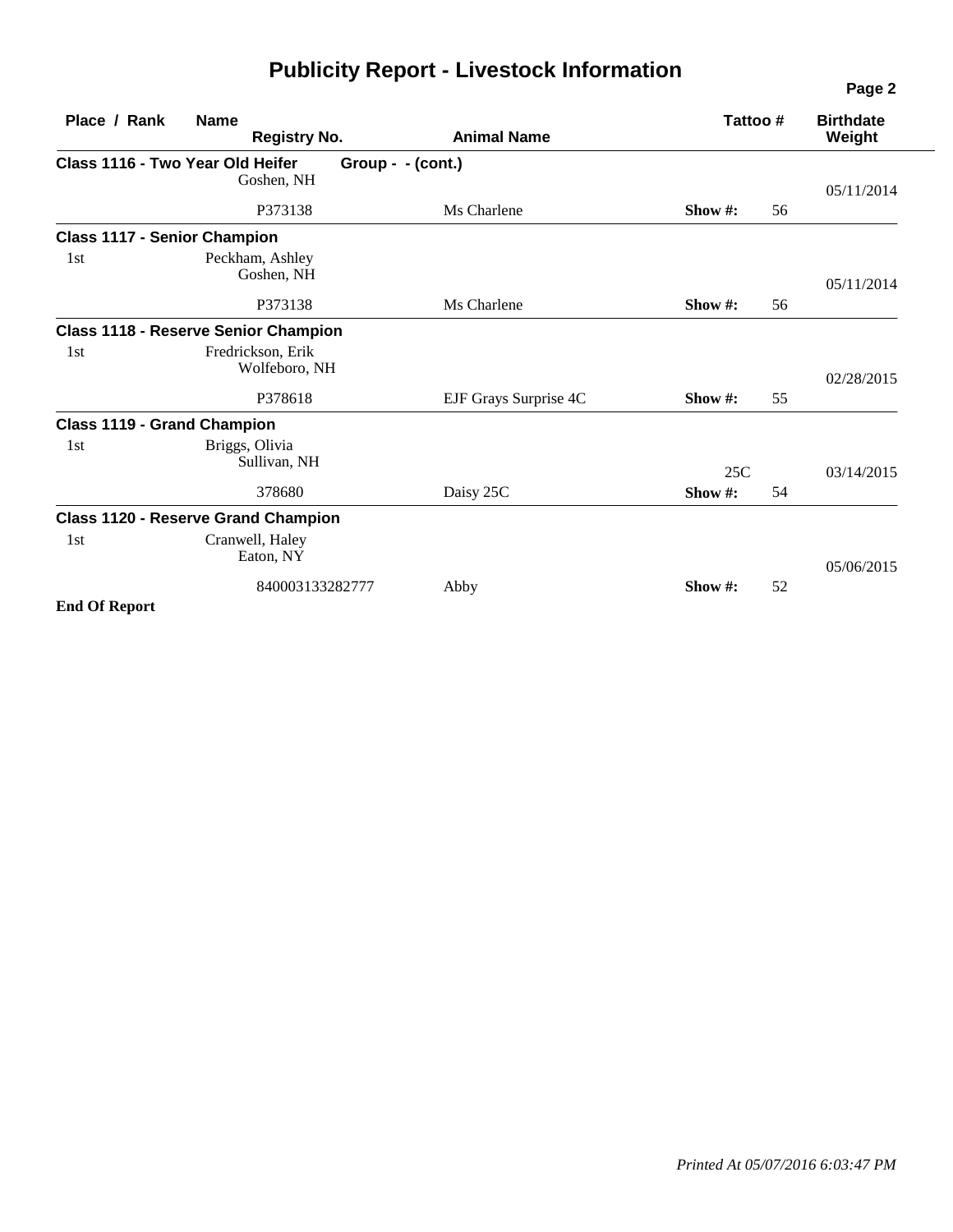# Publicity Report - Livestock Information

| Place / Rank | Name / Registry No. | Animal Name | Tattoo # | Birthdate / Weight |
|---|---|---|---|---|
| **Class 1116 - Two Year Old Heifer** | **Group - - (cont.)** | | | |
| | Goshen, NH | | | 05/11/2014 |
| | P373138 | Ms Charlene | **Show #:** 56 | |
| **Class 1117 - Senior Champion** | | | | |
| 1st | Peckham, Ashley<br>Goshen, NH | | | 05/11/2014 |
| | P373138 | Ms Charlene | **Show #:** 56 | |
| **Class 1118 - Reserve Senior Champion** | | | | |
| 1st | Fredrickson, Erik<br>Wolfeboro, NH | | | 02/28/2015 |
| | P378618 | EJF Grays Surprise 4C | **Show #:** 55 | |
| **Class 1119 - Grand Champion** | | | | |
| 1st | Briggs, Olivia<br>Sullivan, NH | | 25C | 03/14/2015 |
| | 378680 | Daisy 25C | **Show #:** 54 | |
| **Class 1120 - Reserve Grand Champion** | | | | |
| 1st | Cranwell, Haley<br>Eaton, NY | | | 05/06/2015 |
| | 840003133282777 | Abby | **Show #:** 52 | |

**End Of Report**

*Printed At 05/07/2016 6:03:47 PM*